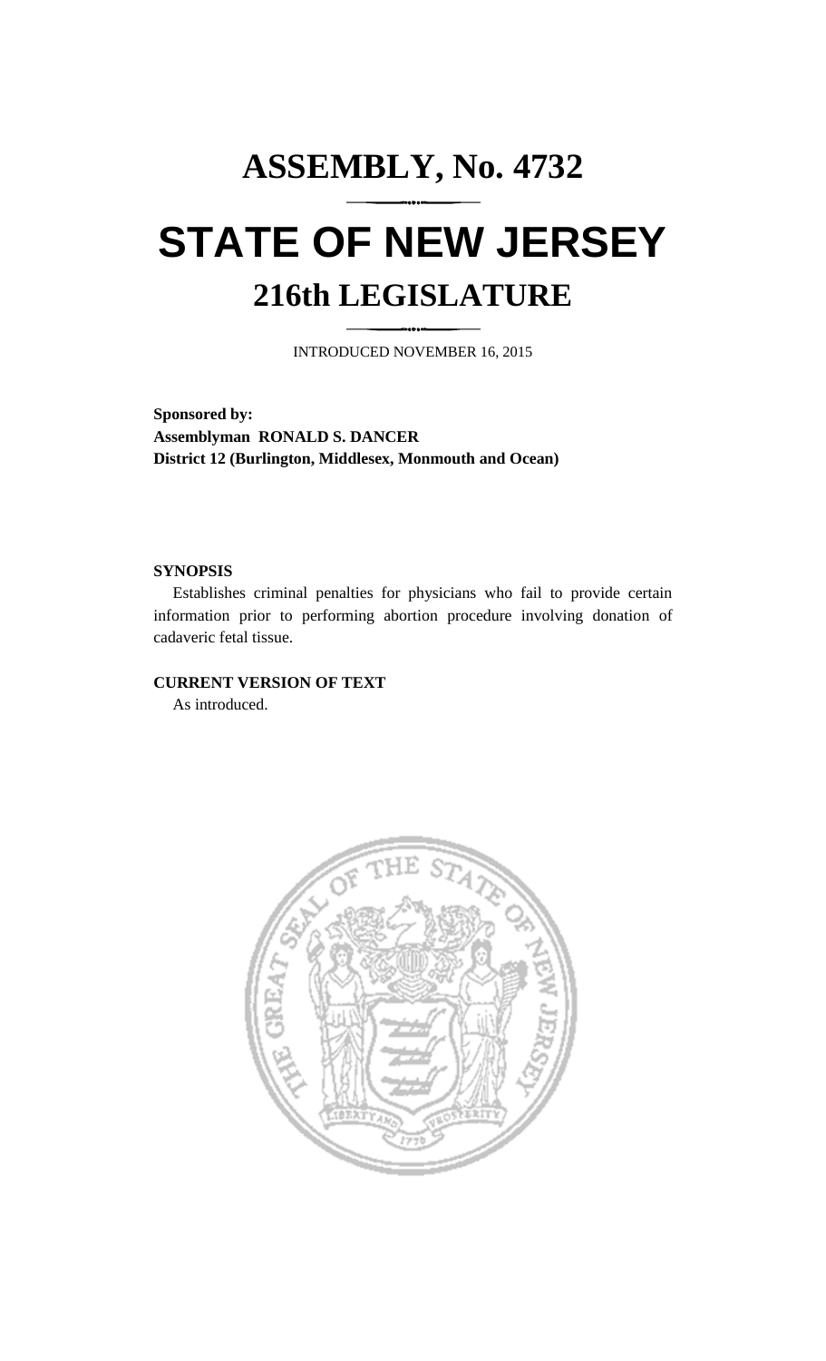# ASSEMBLY, No. 4732

# STATE OF NEW JERSEY

## 216th LEGISLATURE

INTRODUCED NOVEMBER 16, 2015

**Sponsored by:**
**Assemblyman RONALD S. DANCER**
**District 12 (Burlington, Middlesex, Monmouth and Ocean)**

**SYNOPSIS**

Establishes criminal penalties for physicians who fail to provide certain information prior to performing abortion procedure involving donation of cadaveric fetal tissue.

**CURRENT VERSION OF TEXT**

As introduced.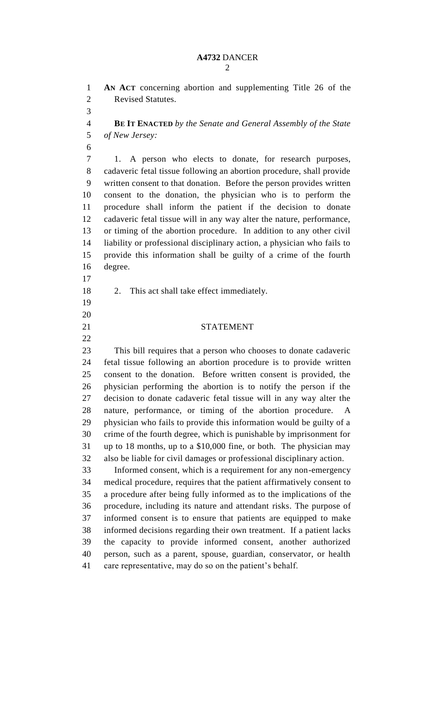**AN ACT** concerning abortion and supplementing Title 26 of the Revised Statutes.

**BE IT ENACTED** *by the Senate and General Assembly of the State of New Jersey:*

1. A person who elects to donate, for research purposes, cadaveric fetal tissue following an abortion procedure, shall provide written consent to that donation. Before the person provides written consent to the donation, the physician who is to perform the procedure shall inform the patient if the decision to donate cadaveric fetal tissue will in any way alter the nature, performance, or timing of the abortion procedure. In addition to any other civil liability or professional disciplinary action, a physician who fails to provide this information shall be guilty of a crime of the fourth degree.

2. This act shall take effect immediately.

## STATEMENT

This bill requires that a person who chooses to donate cadaveric fetal tissue following an abortion procedure is to provide written consent to the donation. Before written consent is provided, the physician performing the abortion is to notify the person if the decision to donate cadaveric fetal tissue will in any way alter the nature, performance, or timing of the abortion procedure. A physician who fails to provide this information would be guilty of a crime of the fourth degree, which is punishable by imprisonment for up to 18 months, up to a $10,000 fine, or both. The physician may also be liable for civil damages or professional disciplinary action.

Informed consent, which is a requirement for any non-emergency medical procedure, requires that the patient affirmatively consent to a procedure after being fully informed as to the implications of the procedure, including its nature and attendant risks. The purpose of informed consent is to ensure that patients are equipped to make informed decisions regarding their own treatment. If a patient lacks the capacity to provide informed consent, another authorized person, such as a parent, spouse, guardian, conservator, or health care representative, may do so on the patient's behalf.